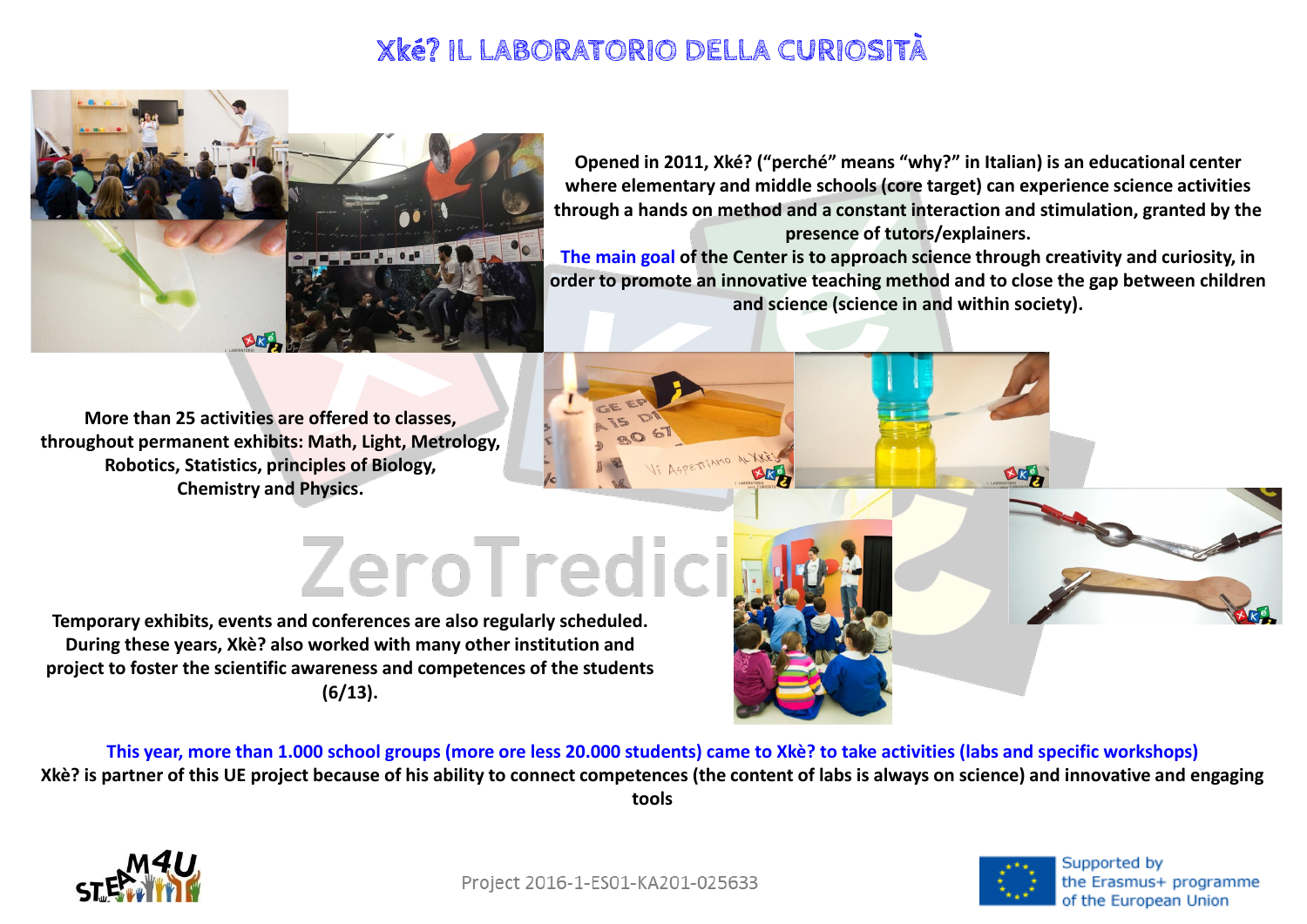# Xké? IL LABORATORIO DELLA CURIOSITÀ

**Opened in 2011, Xké? ("perché" means "why?" in Italian) is an educational center where elementary and middle schools (core target) can experience science activities through a hands on method and a constant interaction and stimulation, granted by the presence of tutors/explainers.**

**The main goal of the Center is to approach science through creativity and curiosity, in order to promote an innovative teaching method and to close the gap between children and science (science in and within society).**

**More than 25 activities are offered to classes, throughout permanent exhibits: Math, Light, Metrology, Robotics, Statistics, principles of Biology, Chemistry and Physics.**

ZeroTredici

**Temporary exhibits, events and conferences are also regularly scheduled. During these years, Xkè? also worked with many other institution and project to foster the scientific awareness and competences of the students (6/13).**

**This year, more than 1.000 school groups (more ore less 20.000 students) came to Xkè? to take activities (labs and specific workshops)**

**Xkè? is partner of this UE project because of his ability to connect competences (the content of labs is always on science) and innovative and engaging tools**

Project 2016-1-ES01-KA201-025633

Supported by the Erasmus+ programme of the European Union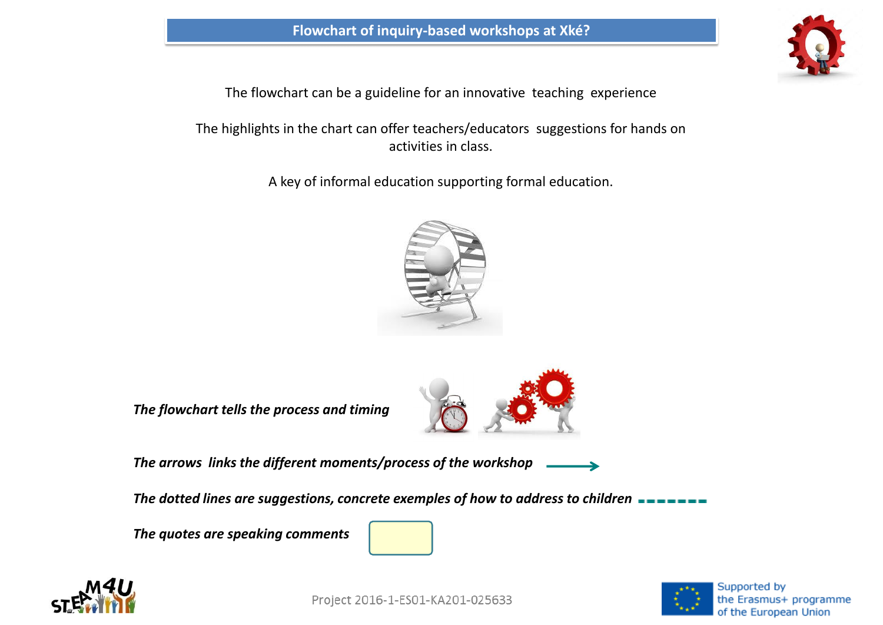# Flowchart of inquiry-based workshops at Xké?

The flowchart can be a guideline for an innovative teaching experience

The highlights in the chart can offer teachers/educators suggestions for hands on activities in class.

A key of informal education supporting formal education.

*The flowchart tells the process and timing*

*The arrows links the different moments/process of the workshop*

*The dotted lines are suggestions, concrete exemples of how to address to children*

*The quotes are speaking comments*

Project 2016-1-ES01-KA201-025633

Supported by the Erasmus+ programme of the European Union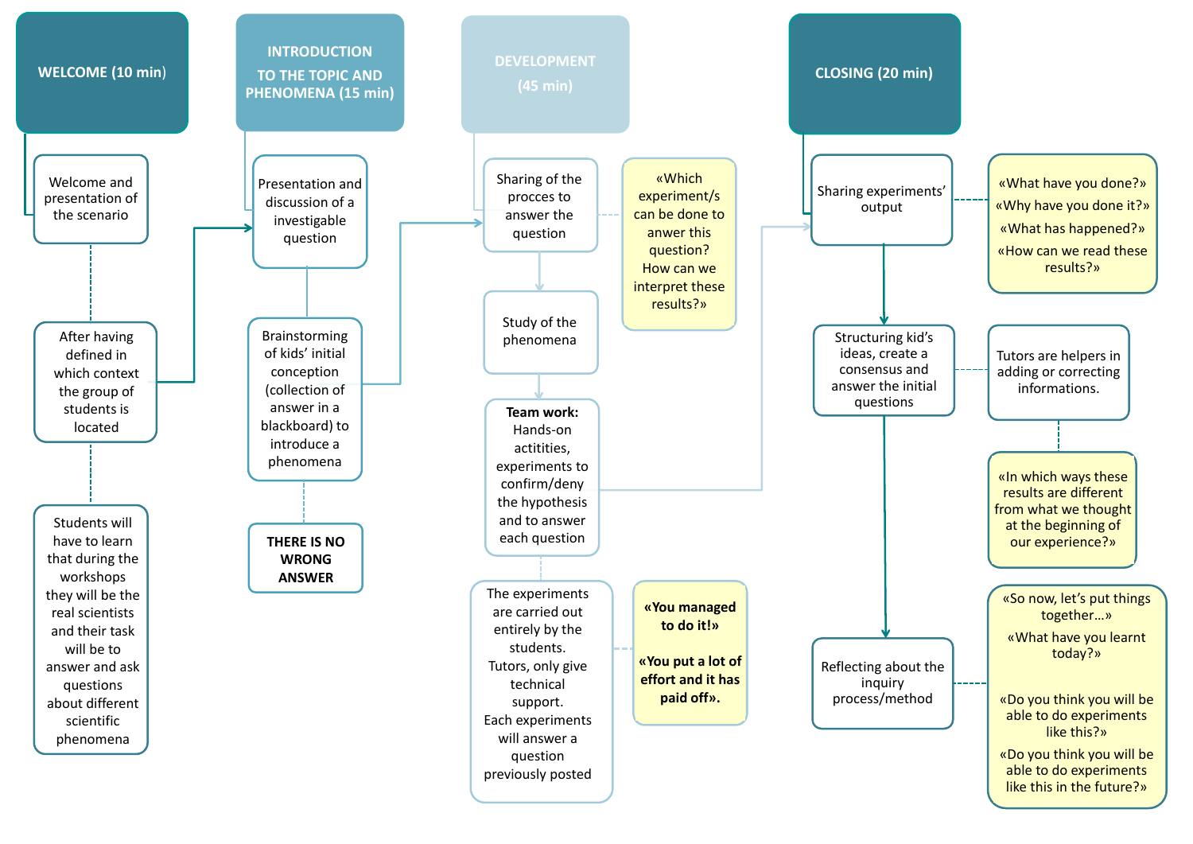## WELCOME (10 min)

Welcome and presentation of the scenario

After having defined in which context the group of students is located

Students will have to learn that during the workshops they will be the real scientists and their task will be to answer and ask questions about different scientific phenomena

## INTRODUCTION TO THE TOPIC AND PHENOMENA (15 min)

Presentation and discussion of a investigable question

Brainstorming of kids' initial conception (collection of answer in a blackboard) to introduce a phenomena

**THERE IS NO WRONG ANSWER**

## DEVELOPMENT (45 min)

Sharing of the procces to answer the question

«Which experiment/s can be done to anwer this question? How can we interpret these results?»

Study of the phenomena

**Team work:** Hands-on actitities, experiments to confirm/deny the hypothesis and to answer each question

The experiments are carried out entirely by the students. Tutors, only give technical support. Each experiments will answer a question previously posted

**«You managed to do it!»**

**«You put a lot of effort and it has paid off».**

## CLOSING (20 min)

Sharing experiments' output

«What have you done?»
«Why have you done it?»
«What has happened?»
«How can we read these results?»

Structuring kid's ideas, create a consensus and answer the initial questions

Tutors are helpers in adding or correcting informations.

«In which ways these results are different from what we thought at the beginning of our experience?»

Reflecting about the inquiry process/method

«So now, let's put things together…»
«What have you learnt today?»

«Do you think you will be able to do experiments like this?»
«Do you think you will be able to do experiments like this in the future?»